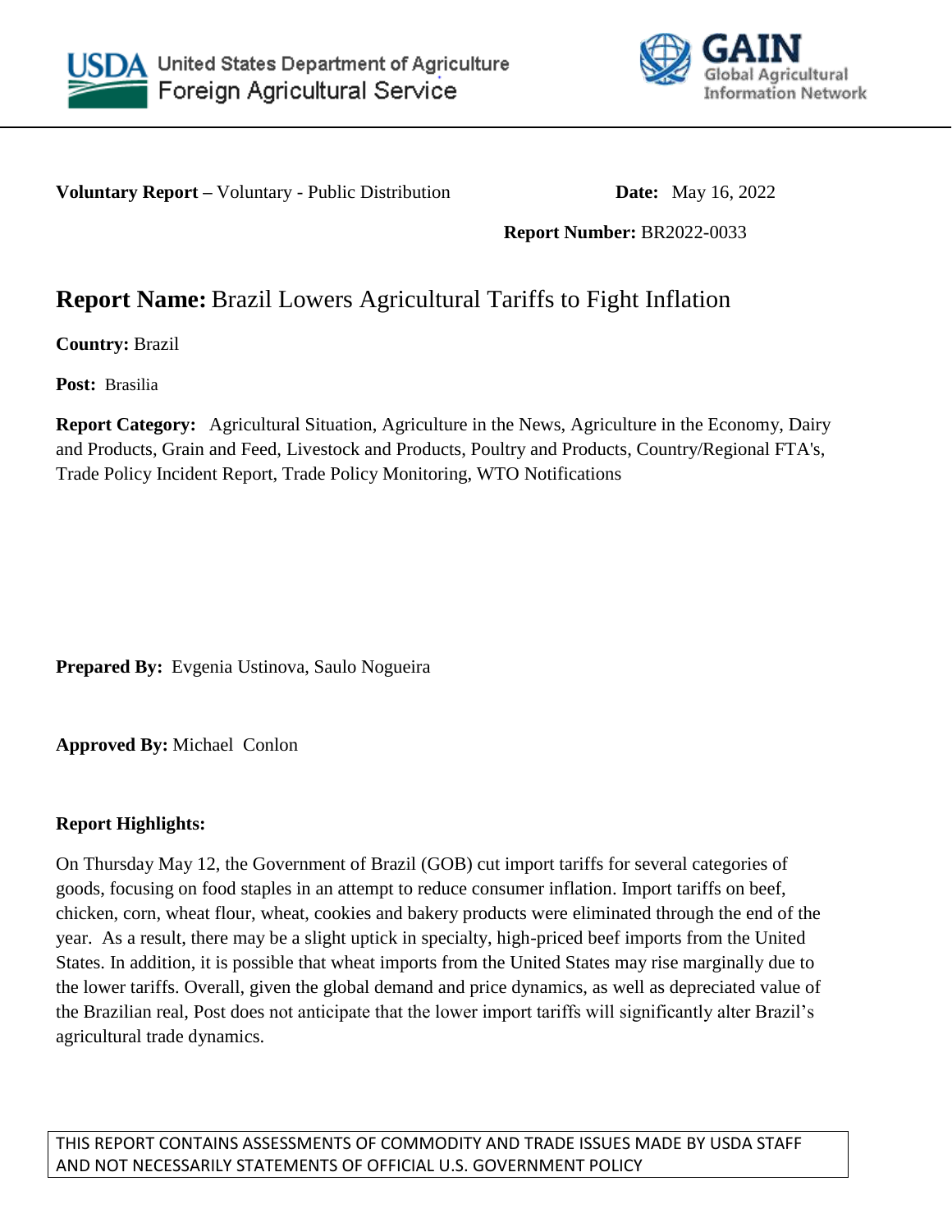United States Department of Agriculture
Foreign Agricultural Service

GAIN
Global Agricultural Information Network

**Voluntary Report –** Voluntary - Public Distribution **Date:** May 16, 2022

**Report Number:** BR2022-0033

# **Report Name:** Brazil Lowers Agricultural Tariffs to Fight Inflation

**Country:** Brazil

**Post:** Brasilia

**Report Category:** Agricultural Situation, Agriculture in the News, Agriculture in the Economy, Dairy and Products, Grain and Feed, Livestock and Products, Poultry and Products, Country/Regional FTA's, Trade Policy Incident Report, Trade Policy Monitoring, WTO Notifications

**Prepared By:** Evgenia Ustinova, Saulo Nogueira

**Approved By:** Michael Conlon

**Report Highlights:**

On Thursday May 12, the Government of Brazil (GOB) cut import tariffs for several categories of goods, focusing on food staples in an attempt to reduce consumer inflation. Import tariffs on beef, chicken, corn, wheat flour, wheat, cookies and bakery products were eliminated through the end of the year. As a result, there may be a slight uptick in specialty, high-priced beef imports from the United States. In addition, it is possible that wheat imports from the United States may rise marginally due to the lower tariffs. Overall, given the global demand and price dynamics, as well as depreciated value of the Brazilian real, Post does not anticipate that the lower import tariffs will significantly alter Brazil's agricultural trade dynamics.

THIS REPORT CONTAINS ASSESSMENTS OF COMMODITY AND TRADE ISSUES MADE BY USDA STAFF AND NOT NECESSARILY STATEMENTS OF OFFICIAL U.S. GOVERNMENT POLICY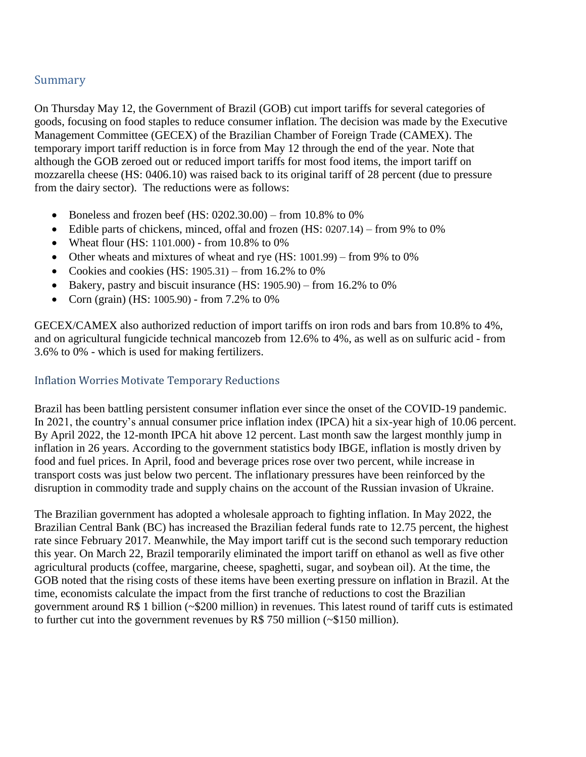## Summary

On Thursday May 12, the Government of Brazil (GOB) cut import tariffs for several categories of goods, focusing on food staples to reduce consumer inflation. The decision was made by the Executive Management Committee (GECEX) of the Brazilian Chamber of Foreign Trade (CAMEX). The temporary import tariff reduction is in force from May 12 through the end of the year. Note that although the GOB zeroed out or reduced import tariffs for most food items, the import tariff on mozzarella cheese (HS: 0406.10) was raised back to its original tariff of 28 percent (due to pressure from the dairy sector). The reductions were as follows:

- Boneless and frozen beef (HS: 0202.30.00) – from 10.8% to 0%
- Edible parts of chickens, minced, offal and frozen (HS: 0207.14) – from 9% to 0%
- Wheat flour (HS: 1101.000) - from 10.8% to 0%
- Other wheats and mixtures of wheat and rye (HS: 1001.99) – from 9% to 0%
- Cookies and cookies (HS: 1905.31) – from 16.2% to 0%
- Bakery, pastry and biscuit insurance (HS: 1905.90) – from 16.2% to 0%
- Corn (grain) (HS: 1005.90) - from 7.2% to 0%

GECEX/CAMEX also authorized reduction of import tariffs on iron rods and bars from 10.8% to 4%, and on agricultural fungicide technical mancozeb from 12.6% to 4%, as well as on sulfuric acid - from 3.6% to 0% - which is used for making fertilizers.

## Inflation Worries Motivate Temporary Reductions

Brazil has been battling persistent consumer inflation ever since the onset of the COVID-19 pandemic. In 2021, the country's annual consumer price inflation index (IPCA) hit a six-year high of 10.06 percent. By April 2022, the 12-month IPCA hit above 12 percent. Last month saw the largest monthly jump in inflation in 26 years. According to the government statistics body IBGE, inflation is mostly driven by food and fuel prices. In April, food and beverage prices rose over two percent, while increase in transport costs was just below two percent. The inflationary pressures have been reinforced by the disruption in commodity trade and supply chains on the account of the Russian invasion of Ukraine.

The Brazilian government has adopted a wholesale approach to fighting inflation. In May 2022, the Brazilian Central Bank (BC) has increased the Brazilian federal funds rate to 12.75 percent, the highest rate since February 2017. Meanwhile, the May import tariff cut is the second such temporary reduction this year. On March 22, Brazil temporarily eliminated the import tariff on ethanol as well as five other agricultural products (coffee, margarine, cheese, spaghetti, sugar, and soybean oil). At the time, the GOB noted that the rising costs of these items have been exerting pressure on inflation in Brazil. At the time, economists calculate the impact from the first tranche of reductions to cost the Brazilian government around R$ 1 billion (~$200 million) in revenues. This latest round of tariff cuts is estimated to further cut into the government revenues by R$ 750 million (~$150 million).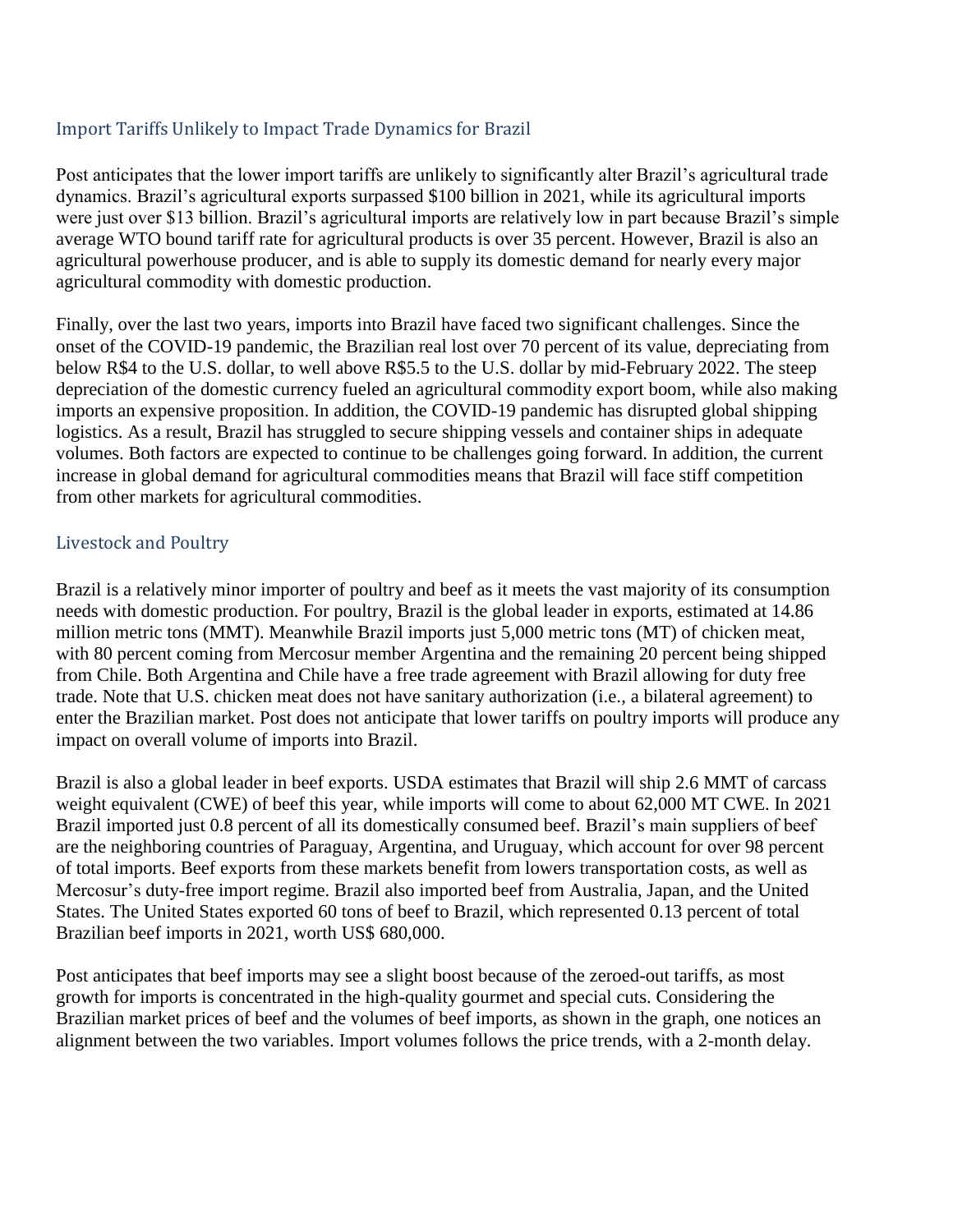## Import Tariffs Unlikely to Impact Trade Dynamics for Brazil

Post anticipates that the lower import tariffs are unlikely to significantly alter Brazil's agricultural trade dynamics. Brazil's agricultural exports surpassed $100 billion in 2021, while its agricultural imports were just over $13 billion. Brazil's agricultural imports are relatively low in part because Brazil's simple average WTO bound tariff rate for agricultural products is over 35 percent. However, Brazil is also an agricultural powerhouse producer, and is able to supply its domestic demand for nearly every major agricultural commodity with domestic production.

Finally, over the last two years, imports into Brazil have faced two significant challenges. Since the onset of the COVID-19 pandemic, the Brazilian real lost over 70 percent of its value, depreciating from below R$4 to the U.S. dollar, to well above R$5.5 to the U.S. dollar by mid-February 2022. The steep depreciation of the domestic currency fueled an agricultural commodity export boom, while also making imports an expensive proposition. In addition, the COVID-19 pandemic has disrupted global shipping logistics. As a result, Brazil has struggled to secure shipping vessels and container ships in adequate volumes. Both factors are expected to continue to be challenges going forward. In addition, the current increase in global demand for agricultural commodities means that Brazil will face stiff competition from other markets for agricultural commodities.

## Livestock and Poultry

Brazil is a relatively minor importer of poultry and beef as it meets the vast majority of its consumption needs with domestic production. For poultry, Brazil is the global leader in exports, estimated at 14.86 million metric tons (MMT). Meanwhile Brazil imports just 5,000 metric tons (MT) of chicken meat, with 80 percent coming from Mercosur member Argentina and the remaining 20 percent being shipped from Chile. Both Argentina and Chile have a free trade agreement with Brazil allowing for duty free trade. Note that U.S. chicken meat does not have sanitary authorization (i.e., a bilateral agreement) to enter the Brazilian market. Post does not anticipate that lower tariffs on poultry imports will produce any impact on overall volume of imports into Brazil.

Brazil is also a global leader in beef exports. USDA estimates that Brazil will ship 2.6 MMT of carcass weight equivalent (CWE) of beef this year, while imports will come to about 62,000 MT CWE. In 2021 Brazil imported just 0.8 percent of all its domestically consumed beef. Brazil's main suppliers of beef are the neighboring countries of Paraguay, Argentina, and Uruguay, which account for over 98 percent of total imports. Beef exports from these markets benefit from lowers transportation costs, as well as Mercosur's duty-free import regime. Brazil also imported beef from Australia, Japan, and the United States. The United States exported 60 tons of beef to Brazil, which represented 0.13 percent of total Brazilian beef imports in 2021, worth US$ 680,000.

Post anticipates that beef imports may see a slight boost because of the zeroed-out tariffs, as most growth for imports is concentrated in the high-quality gourmet and special cuts. Considering the Brazilian market prices of beef and the volumes of beef imports, as shown in the graph, one notices an alignment between the two variables. Import volumes follows the price trends, with a 2-month delay.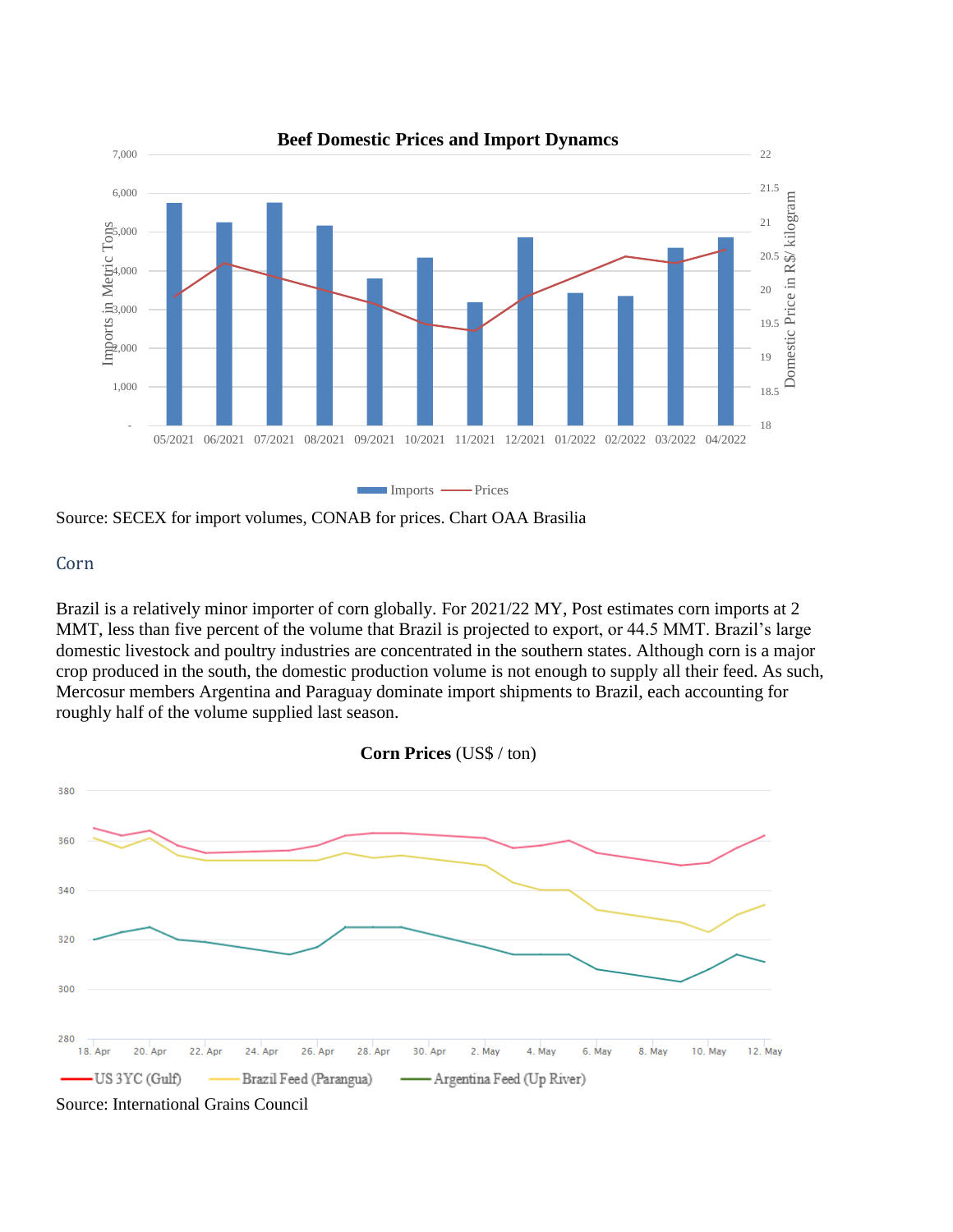**Beef Domestic Prices and Import Dynamcs**

Imports in Metric Tons

7,000
6,000
5,000
4,000
3,000
2,000
1,000
-

Domestic Price in R$/ kilogram

22
21.5
21
20.5
20
19.5
19
18.5
18

05/2021 06/2021 07/2021 08/2021 09/2021 10/2021 11/2021 12/2021 01/2022 02/2022 03/2022 04/2022

Imports — Prices

Source: SECEX for import volumes, CONAB for prices. Chart OAA Brasilia

## Corn

Brazil is a relatively minor importer of corn globally. For 2021/22 MY, Post estimates corn imports at 2 MMT, less than five percent of the volume that Brazil is projected to export, or 44.5 MMT. Brazil's large domestic livestock and poultry industries are concentrated in the southern states. Although corn is a major crop produced in the south, the domestic production volume is not enough to supply all their feed. As such, Mercosur members Argentina and Paraguay dominate import shipments to Brazil, each accounting for roughly half of the volume supplied last season.

**Corn Prices** (US$ / ton)

380
360
340
320
300
280

18. Apr 20. Apr 22. Apr 24. Apr 26. Apr 28. Apr 30. Apr 2. May 4. May 6. May 8. May 10. May 12. May

US 3YC (Gulf) — Brazil Feed (Parangua) — Argentina Feed (Up River)

Source: International Grains Council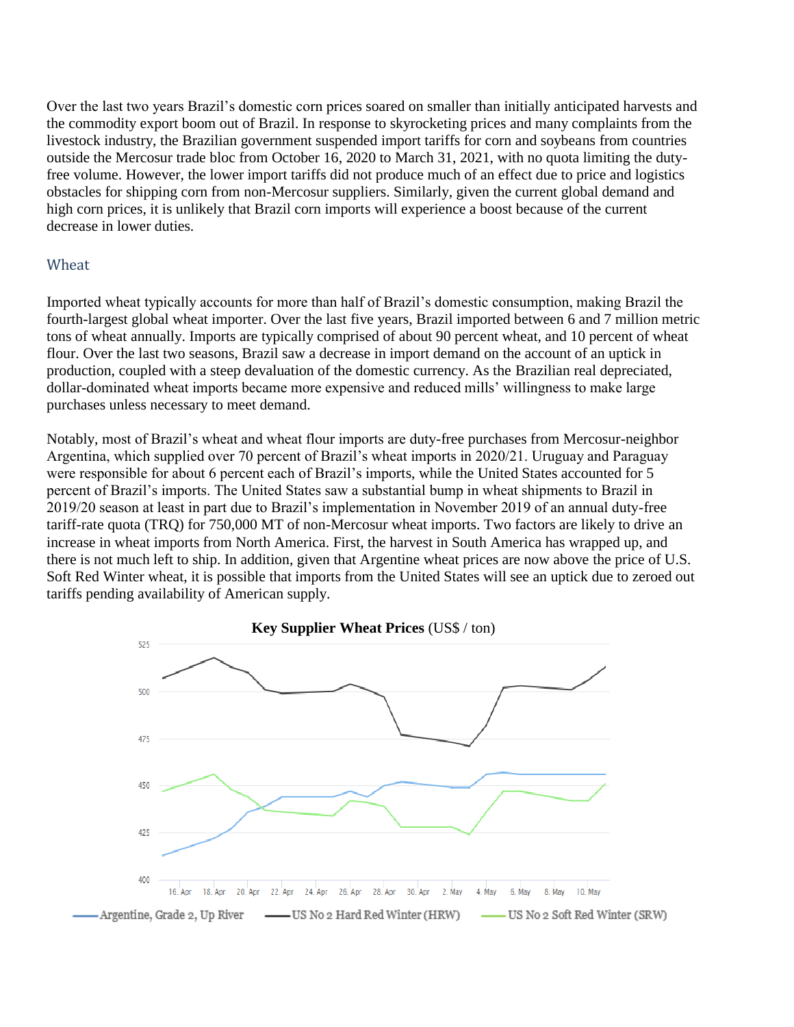Over the last two years Brazil's domestic corn prices soared on smaller than initially anticipated harvests and the commodity export boom out of Brazil. In response to skyrocketing prices and many complaints from the livestock industry, the Brazilian government suspended import tariffs for corn and soybeans from countries outside the Mercosur trade bloc from October 16, 2020 to March 31, 2021, with no quota limiting the duty-free volume. However, the lower import tariffs did not produce much of an effect due to price and logistics obstacles for shipping corn from non-Mercosur suppliers. Similarly, given the current global demand and high corn prices, it is unlikely that Brazil corn imports will experience a boost because of the current decrease in lower duties.

## Wheat

Imported wheat typically accounts for more than half of Brazil's domestic consumption, making Brazil the fourth-largest global wheat importer. Over the last five years, Brazil imported between 6 and 7 million metric tons of wheat annually. Imports are typically comprised of about 90 percent wheat, and 10 percent of wheat flour. Over the last two seasons, Brazil saw a decrease in import demand on the account of an uptick in production, coupled with a steep devaluation of the domestic currency. As the Brazilian real depreciated, dollar-dominated wheat imports became more expensive and reduced mills' willingness to make large purchases unless necessary to meet demand.

Notably, most of Brazil's wheat and wheat flour imports are duty-free purchases from Mercosur-neighbor Argentina, which supplied over 70 percent of Brazil's wheat imports in 2020/21. Uruguay and Paraguay were responsible for about 6 percent each of Brazil's imports, while the United States accounted for 5 percent of Brazil's imports. The United States saw a substantial bump in wheat shipments to Brazil in 2019/20 season at least in part due to Brazil's implementation in November 2019 of an annual duty-free tariff-rate quota (TRQ) for 750,000 MT of non-Mercosur wheat imports. Two factors are likely to drive an increase in wheat imports from North America. First, the harvest in South America has wrapped up, and there is not much left to ship. In addition, given that Argentine wheat prices are now above the price of U.S. Soft Red Winter wheat, it is possible that imports from the United States will see an uptick due to zeroed out tariffs pending availability of American supply.

**Key Supplier Wheat Prices** (US$ / ton)

525
500
475
450
425
400

16. Apr 18. Apr 20. Apr 22. Apr 24. Apr 26. Apr 28. Apr 30. Apr 2. May 4. May 6. May 8. May 10. May

Argentine, Grade 2, Up River — US No 2 Hard Red Winter (HRW) — US No 2 Soft Red Winter (SRW)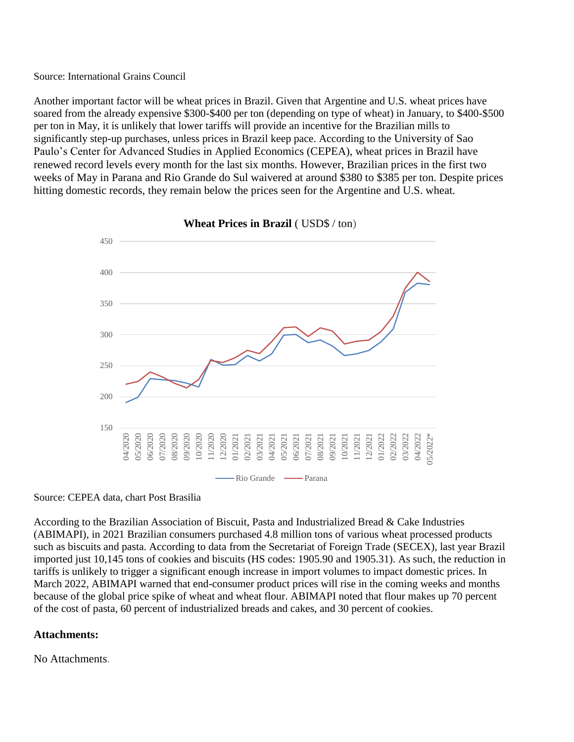Source: International Grains Council

Another important factor will be wheat prices in Brazil. Given that Argentine and U.S. wheat prices have soared from the already expensive $300-$400 per ton (depending on type of wheat) in January, to $400-$500 per ton in May, it is unlikely that lower tariffs will provide an incentive for the Brazilian mills to significantly step-up purchases, unless prices in Brazil keep pace. According to the University of Sao Paulo's Center for Advanced Studies in Applied Economics (CEPEA), wheat prices in Brazil have renewed record levels every month for the last six months. However, Brazilian prices in the first two weeks of May in Parana and Rio Grande do Sul waivered at around $380 to $385 per ton. Despite prices hitting domestic records, they remain below the prices seen for the Argentine and U.S. wheat.

**Wheat Prices in Brazil** ( USD$ / ton)

450
400
350
300
250
200
150

04/2020
05/2020
06/2020
07/2020
08/2020
09/2020
10/2020
11/2020
12/2020
01/2021
02/2021
03/2021
04/2021
05/2021
06/2021
07/2021
08/2021
09/2021
10/2021
11/2021
12/2021
01/2022
02/2022
03/2022
04/2022
05/2022*

Rio Grande
Parana

Source: CEPEA data, chart Post Brasilia

According to the Brazilian Association of Biscuit, Pasta and Industrialized Bread & Cake Industries (ABIMAPI), in 2021 Brazilian consumers purchased 4.8 million tons of various wheat processed products such as biscuits and pasta. According to data from the Secretariat of Foreign Trade (SECEX), last year Brazil imported just 10,145 tons of cookies and biscuits (HS codes: 1905.90 and 1905.31). As such, the reduction in tariffs is unlikely to trigger a significant enough increase in import volumes to impact domestic prices. In March 2022, ABIMAPI warned that end-consumer product prices will rise in the coming weeks and months because of the global price spike of wheat and wheat flour. ABIMAPI noted that flour makes up 70 percent of the cost of pasta, 60 percent of industrialized breads and cakes, and 30 percent of cookies.

**Attachments:**

No Attachments.